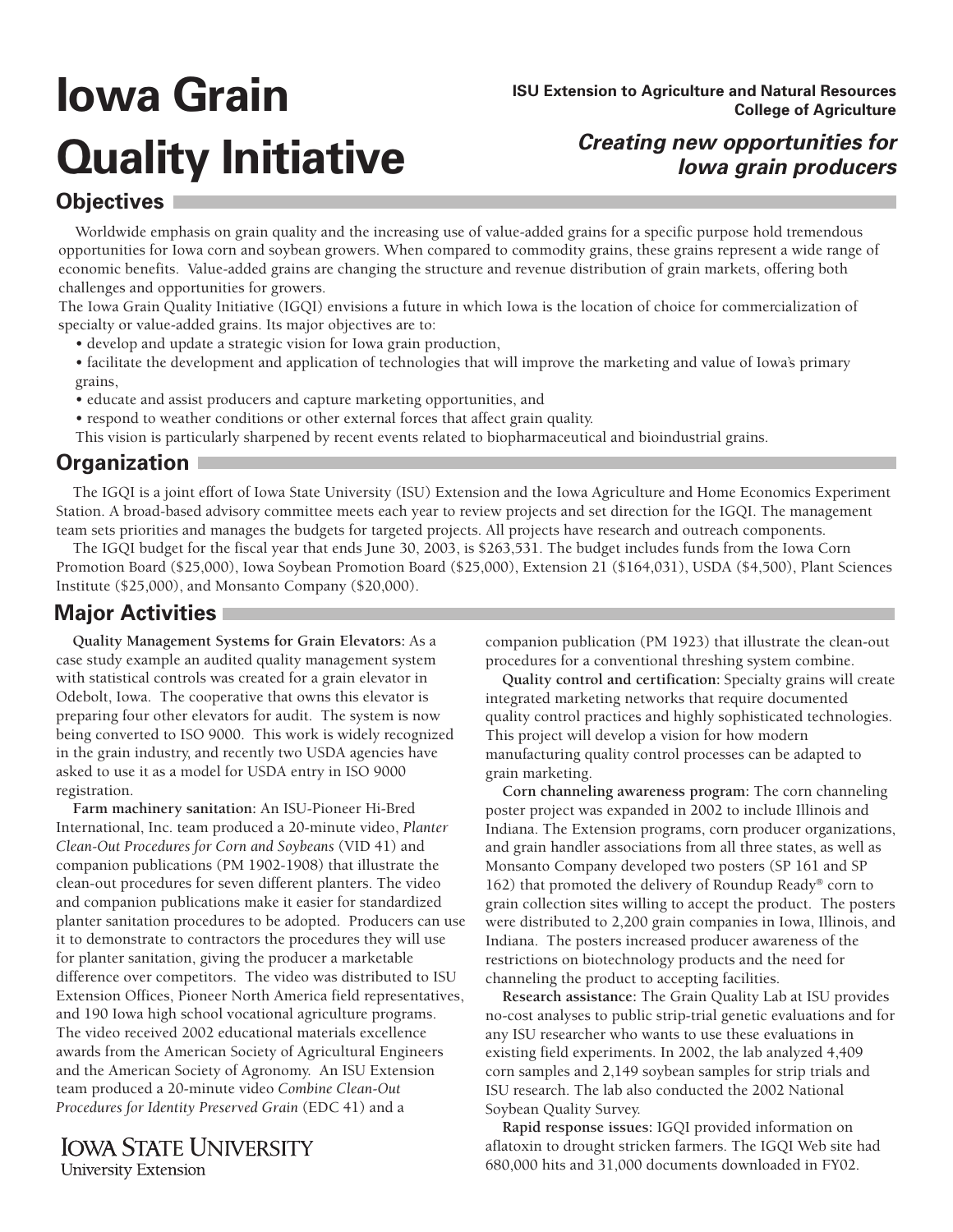# Iowa Grain Quality Initiative

**ISU Extension to Agriculture and Natural Resources**
**College of Agriculture**

***Creating new opportunities for Iowa grain producers***

## Objectives

Worldwide emphasis on grain quality and the increasing use of value-added grains for a specific purpose hold tremendous opportunities for Iowa corn and soybean growers. When compared to commodity grains, these grains represent a wide range of economic benefits. Value-added grains are changing the structure and revenue distribution of grain markets, offering both challenges and opportunities for growers.

The Iowa Grain Quality Initiative (IGQI) envisions a future in which Iowa is the location of choice for commercialization of specialty or value-added grains. Its major objectives are to:

- develop and update a strategic vision for Iowa grain production,
- facilitate the development and application of technologies that will improve the marketing and value of Iowa's primary grains,
- educate and assist producers and capture marketing opportunities, and
- respond to weather conditions or other external forces that affect grain quality.

This vision is particularly sharpened by recent events related to biopharmaceutical and bioindustrial grains.

## Organization

The IGQI is a joint effort of Iowa State University (ISU) Extension and the Iowa Agriculture and Home Economics Experiment Station. A broad-based advisory committee meets each year to review projects and set direction for the IGQI. The management team sets priorities and manages the budgets for targeted projects. All projects have research and outreach components.

The IGQI budget for the fiscal year that ends June 30, 2003, is $263,531. The budget includes funds from the Iowa Corn Promotion Board ($25,000), Iowa Soybean Promotion Board ($25,000), Extension 21 ($164,031), USDA ($4,500), Plant Sciences Institute ($25,000), and Monsanto Company ($20,000).

## Major Activities

**Quality Management Systems for Grain Elevators:** As a case study example an audited quality management system with statistical controls was created for a grain elevator in Odebolt, Iowa. The cooperative that owns this elevator is preparing four other elevators for audit. The system is now being converted to ISO 9000. This work is widely recognized in the grain industry, and recently two USDA agencies have asked to use it as a model for USDA entry in ISO 9000 registration.

**Farm machinery sanitation:** An ISU-Pioneer Hi-Bred International, Inc. team produced a 20-minute video, *Planter Clean-Out Procedures for Corn and Soybeans* (VID 41) and companion publications (PM 1902-1908) that illustrate the clean-out procedures for seven different planters. The video and companion publications make it easier for standardized planter sanitation procedures to be adopted. Producers can use it to demonstrate to contractors the procedures they will use for planter sanitation, giving the producer a marketable difference over competitors. The video was distributed to ISU Extension Offices, Pioneer North America field representatives, and 190 Iowa high school vocational agriculture programs. The video received 2002 educational materials excellence awards from the American Society of Agricultural Engineers and the American Society of Agronomy. An ISU Extension team produced a 20-minute video *Combine Clean-Out Procedures for Identity Preserved Grain* (EDC 41) and a companion publication (PM 1923) that illustrate the clean-out procedures for a conventional threshing system combine.

**Quality control and certification:** Specialty grains will create integrated marketing networks that require documented quality control practices and highly sophisticated technologies. This project will develop a vision for how modern manufacturing quality control processes can be adapted to grain marketing.

**Corn channeling awareness program:** The corn channeling poster project was expanded in 2002 to include Illinois and Indiana. The Extension programs, corn producer organizations, and grain handler associations from all three states, as well as Monsanto Company developed two posters (SP 161 and SP 162) that promoted the delivery of Roundup Ready® corn to grain collection sites willing to accept the product. The posters were distributed to 2,200 grain companies in Iowa, Illinois, and Indiana. The posters increased producer awareness of the restrictions on biotechnology products and the need for channeling the product to accepting facilities.

**Research assistance:** The Grain Quality Lab at ISU provides no-cost analyses to public strip-trial genetic evaluations and for any ISU researcher who wants to use these evaluations in existing field experiments. In 2002, the lab analyzed 4,409 corn samples and 2,149 soybean samples for strip trials and ISU research. The lab also conducted the 2002 National Soybean Quality Survey.

**Rapid response issues:** IGQI provided information on aflatoxin to drought stricken farmers. The IGQI Web site had 680,000 hits and 31,000 documents downloaded in FY02.

IOWA STATE UNIVERSITY
University Extension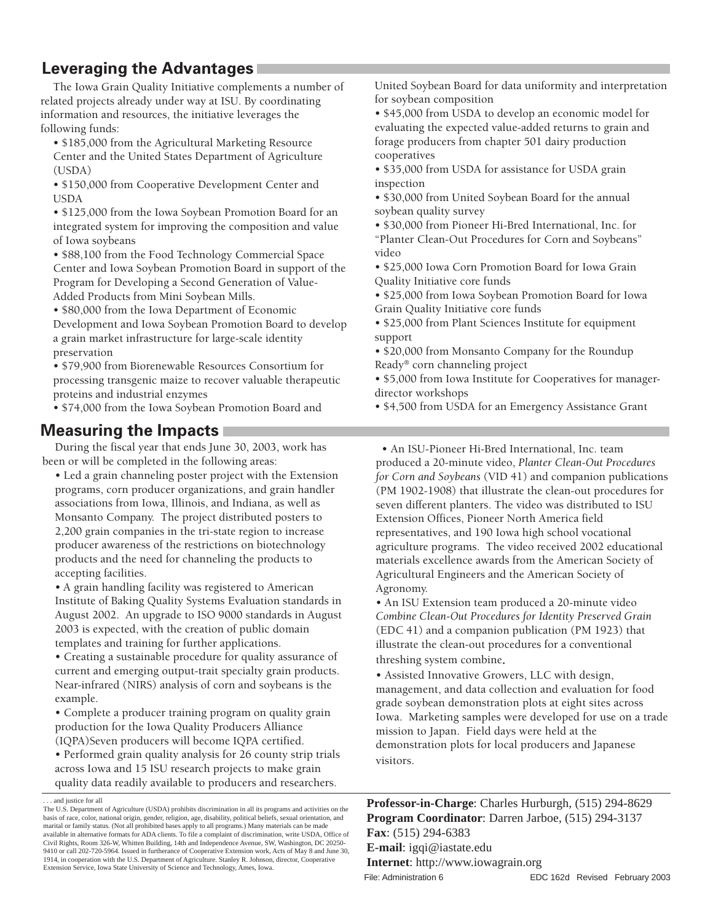## Leveraging the Advantages

The Iowa Grain Quality Initiative complements a number of related projects already under way at ISU. By coordinating information and resources, the initiative leverages the following funds:

- $185,000 from the Agricultural Marketing Resource Center and the United States Department of Agriculture (USDA)
- $150,000 from Cooperative Development Center and USDA
- $125,000 from the Iowa Soybean Promotion Board for an integrated system for improving the composition and value of Iowa soybeans
- $88,100 from the Food Technology Commercial Space Center and Iowa Soybean Promotion Board in support of the Program for Developing a Second Generation of Value-Added Products from Mini Soybean Mills.
- $80,000 from the Iowa Department of Economic Development and Iowa Soybean Promotion Board to develop a grain market infrastructure for large-scale identity preservation
- $79,900 from Biorenewable Resources Consortium for processing transgenic maize to recover valuable therapeutic proteins and industrial enzymes
- $74,000 from the Iowa Soybean Promotion Board and United Soybean Board for data uniformity and interpretation for soybean composition
- $45,000 from USDA to develop an economic model for evaluating the expected value-added returns to grain and forage producers from chapter 501 dairy production cooperatives
- $35,000 from USDA for assistance for USDA grain inspection
- $30,000 from United Soybean Board for the annual soybean quality survey
- $30,000 from Pioneer Hi-Bred International, Inc. for "Planter Clean-Out Procedures for Corn and Soybeans" video
- $25,000 Iowa Corn Promotion Board for Iowa Grain Quality Initiative core funds
- $25,000 from Iowa Soybean Promotion Board for Iowa Grain Quality Initiative core funds
- $25,000 from Plant Sciences Institute for equipment support
- $20,000 from Monsanto Company for the Roundup Ready® corn channeling project
- $5,000 from Iowa Institute for Cooperatives for manager-director workshops
- $4,500 from USDA for an Emergency Assistance Grant

## Measuring the Impacts

During the fiscal year that ends June 30, 2003, work has been or will be completed in the following areas:

- Led a grain channeling poster project with the Extension programs, corn producer organizations, and grain handler associations from Iowa, Illinois, and Indiana, as well as Monsanto Company. The project distributed posters to 2,200 grain companies in the tri-state region to increase producer awareness of the restrictions on biotechnology products and the need for channeling the products to accepting facilities.
- A grain handling facility was registered to American Institute of Baking Quality Systems Evaluation standards in August 2002. An upgrade to ISO 9000 standards in August 2003 is expected, with the creation of public domain templates and training for further applications.
- Creating a sustainable procedure for quality assurance of current and emerging output-trait specialty grain products. Near-infrared (NIRS) analysis of corn and soybeans is the example.
- Complete a producer training program on quality grain production for the Iowa Quality Producers Alliance (IQPA)Seven producers will become IQPA certified.
- Performed grain quality analysis for 26 county strip trials across Iowa and 15 ISU research projects to make grain quality data readily available to producers and researchers.
- An ISU-Pioneer Hi-Bred International, Inc. team produced a 20-minute video, *Planter Clean-Out Procedures for Corn and Soybeans* (VID 41) and companion publications (PM 1902-1908) that illustrate the clean-out procedures for seven different planters. The video was distributed to ISU Extension Offices, Pioneer North America field representatives, and 190 Iowa high school vocational agriculture programs. The video received 2002 educational materials excellence awards from the American Society of Agricultural Engineers and the American Society of Agronomy.
- An ISU Extension team produced a 20-minute video *Combine Clean-Out Procedures for Identity Preserved Grain* (EDC 41) and a companion publication (PM 1923) that illustrate the clean-out procedures for a conventional threshing system combine.
- Assisted Innovative Growers, LLC with design, management, and data collection and evaluation for food grade soybean demonstration plots at eight sites across Iowa. Marketing samples were developed for use on a trade mission to Japan. Field days were held at the demonstration plots for local producers and Japanese visitors.

. . . and justice for all
The U.S. Department of Agriculture (USDA) prohibits discrimination in all its programs and activities on the basis of race, color, national origin, gender, religion, age, disability, political beliefs, sexual orientation, and marital or family status. (Not all prohibited bases apply to all programs.) Many materials can be made available in alternative formats for ADA clients. To file a complaint of discrimination, write USDA, Office of Civil Rights, Room 326-W, Whitten Building, 14th and Independence Avenue, SW, Washington, DC 20250-9410 or call 202-720-5964. Issued in furtherance of Cooperative Extension work, Acts of May 8 and June 30, 1914, in cooperation with the U.S. Department of Agriculture. Stanley R. Johnson, director, Cooperative Extension Service, Iowa State University of Science and Technology, Ames, Iowa.

**Professor-in-Charge**: Charles Hurburgh, (515) 294-8629
**Program Coordinator**: Darren Jarboe, (515) 294-3137
**Fax**: (515) 294-6383
**E-mail**: igqi@iastate.edu
**Internet**: http://www.iowagrain.org

File: Administration 6 EDC 162d Revised February 2003